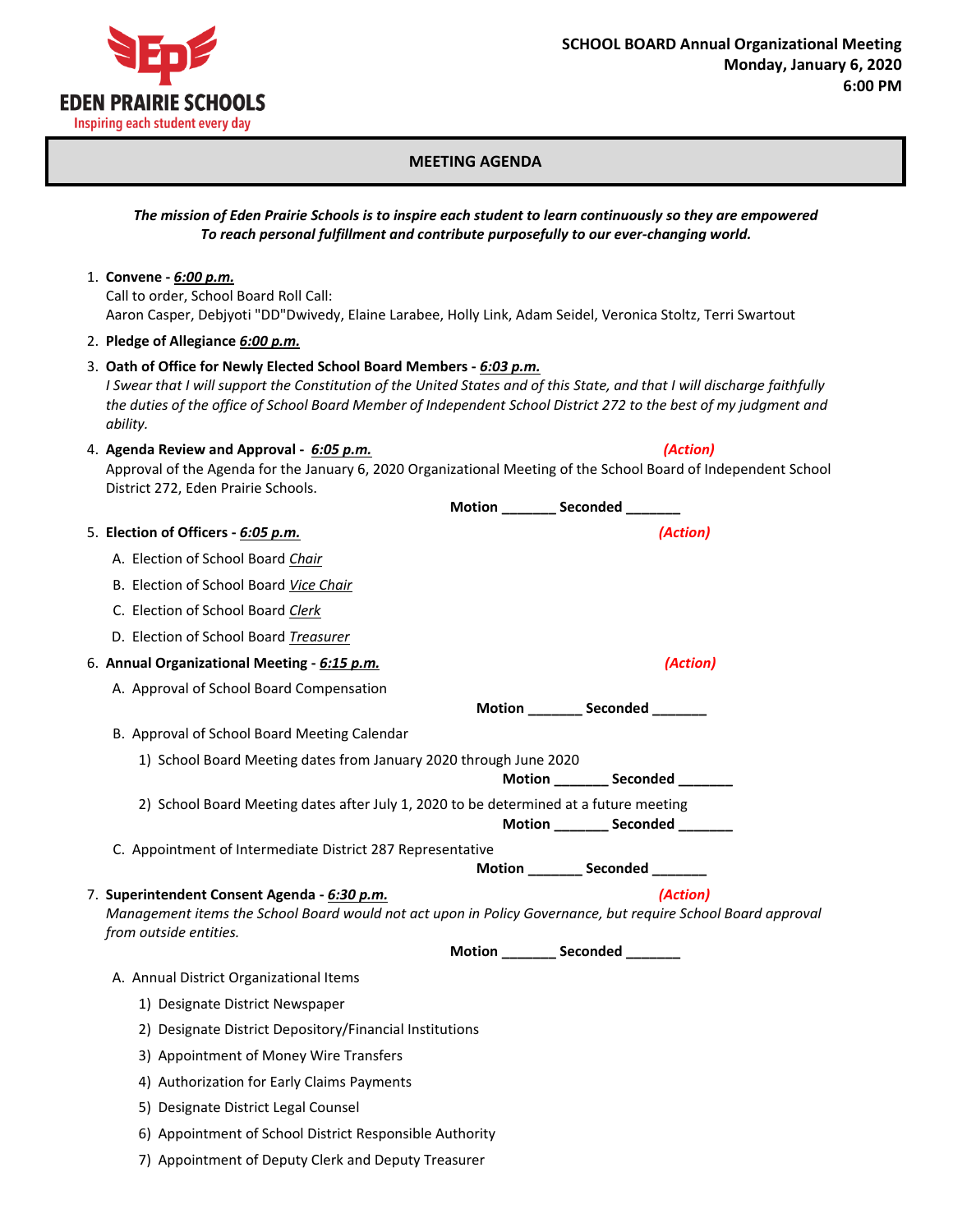EDEN PRAIRIE SCHOOLS
Inspiring each student every day

**SCHOOL BOARD Annual Organizational Meeting**
**Monday, January 6, 2020**
**6:00 PM**

## MEETING AGENDA

***The mission of Eden Prairie Schools is to inspire each student to learn continuously so they are empowered To reach personal fulfillment and contribute purposefully to our ever-changing world.***

1. **Convene - *6:00 p.m.***
   Call to order, School Board Roll Call:
   Aaron Casper, Debjyoti "DD"Dwivedy, Elaine Larabee, Holly Link, Adam Seidel, Veronica Stoltz, Terri Swartout

2. **Pledge of Allegiance *6:00 p.m.***

3. **Oath of Office for Newly Elected School Board Members - *6:03 p.m.***
   *I Swear that I will support the Constitution of the United States and of this State, and that I will discharge faithfully the duties of the office of School Board Member of Independent School District 272 to the best of my judgment and ability.*

4. **Agenda Review and Approval - *6:05 p.m.*** ***(Action)***
   Approval of the Agenda for the January 6, 2020 Organizational Meeting of the School Board of Independent School District 272, Eden Prairie Schools.

   **Motion _______ Seconded _______**

5. **Election of Officers - *6:05 p.m.*** ***(Action)***
   A. Election of School Board *Chair*
   B. Election of School Board *Vice Chair*
   C. Election of School Board *Clerk*
   D. Election of School Board *Treasurer*

6. **Annual Organizational Meeting - *6:15 p.m.*** ***(Action)***
   A. Approval of School Board Compensation

   **Motion _______ Seconded _______**

   B. Approval of School Board Meeting Calendar
      1) School Board Meeting dates from January 2020 through June 2020

      **Motion _______ Seconded _______**

      2) School Board Meeting dates after July 1, 2020 to be determined at a future meeting

      **Motion _______ Seconded _______**

   C. Appointment of Intermediate District 287 Representative

   **Motion _______ Seconded _______**

7. **Superintendent Consent Agenda - *6:30 p.m.*** ***(Action)***
   *Management items the School Board would not act upon in Policy Governance, but require School Board approval from outside entities.*

   **Motion _______ Seconded _______**

   A. Annual District Organizational Items
      1) Designate District Newspaper
      2) Designate District Depository/Financial Institutions
      3) Appointment of Money Wire Transfers
      4) Authorization for Early Claims Payments
      5) Designate District Legal Counsel
      6) Appointment of School District Responsible Authority
      7) Appointment of Deputy Clerk and Deputy Treasurer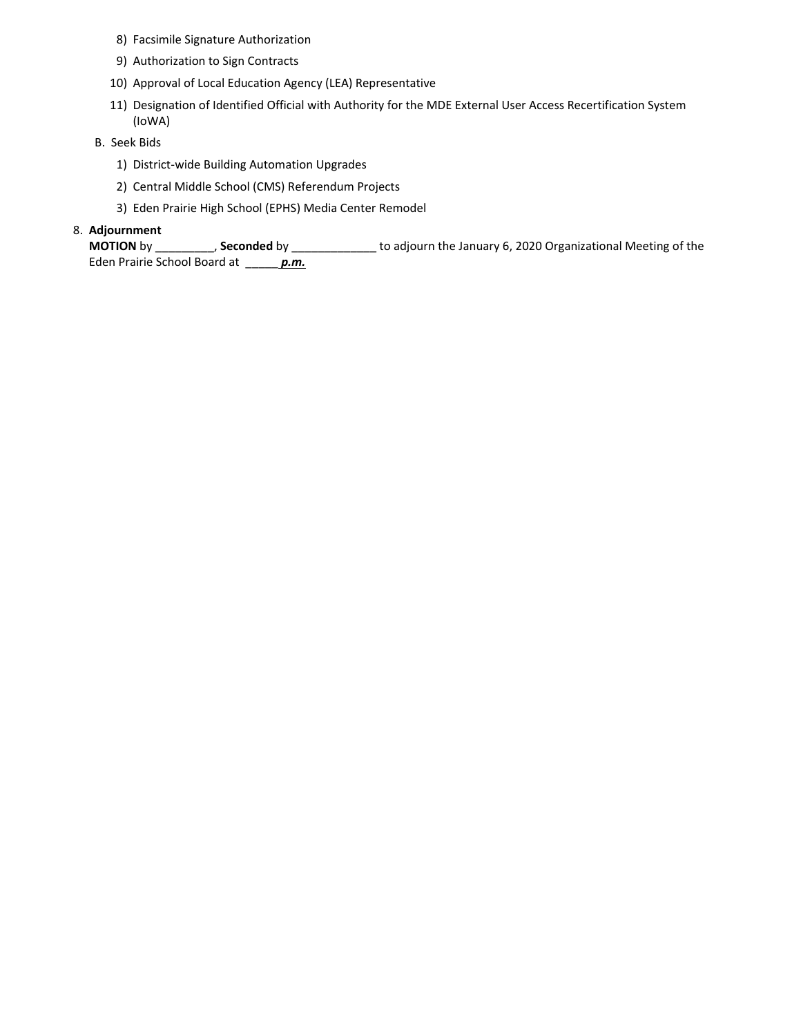8) Facsimile Signature Authorization
9) Authorization to Sign Contracts
10) Approval of Local Education Agency (LEA) Representative
11) Designation of Identified Official with Authority for the MDE External User Access Recertification System (IoWA)

B. Seek Bids

1) District-wide Building Automation Upgrades
2) Central Middle School (CMS) Referendum Projects
3) Eden Prairie High School (EPHS) Media Center Remodel

8. **Adjournment**

**MOTION** by _________, **Seconded** by _____________ to adjourn the January 6, 2020 Organizational Meeting of the Eden Prairie School Board at _____ ***p.m.***